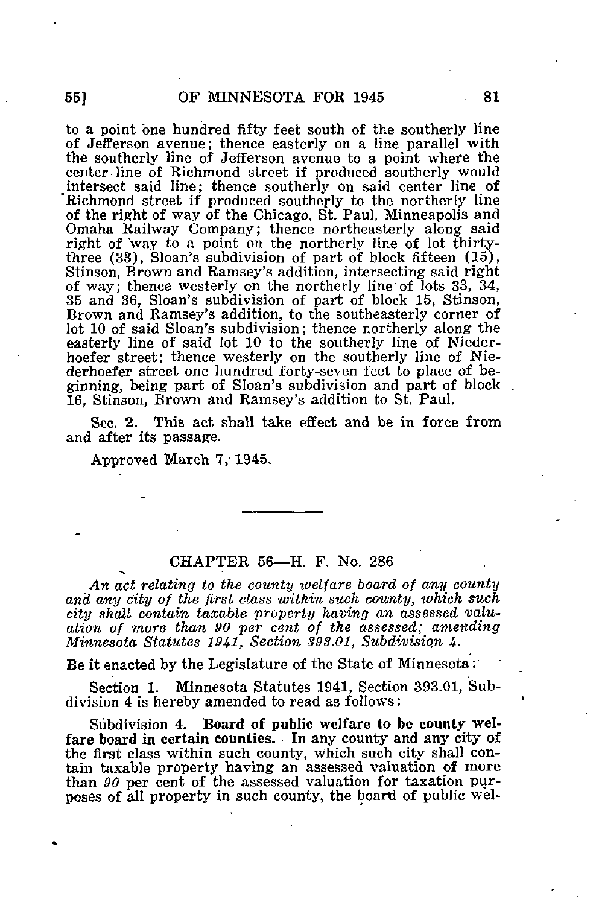to a point one hundred fifty feet south of the southerly line of Jefferson avenue; thence easterly on a line parallel with the southerly line of Jefferson avenue to a point where the center line of Richmond street if produced southerly would intersect said line; thence southerly on said center line of Richmond street if produced southerly to the northerly line of the right of way of the Chicago, St. Paul, Minneapolis and Omaha Railway Company; thence northeasterly along said right of way to a point on the northerly line of lot thirty-three (33), Sloan's subdivision of part of block fifteen (15), Stinson, Brown and Ramsey's addition, intersecting said right of way; thence westerly on the northerly line of lots 33, 34, 35 and 36, Sloan's subdivision of part of block 15, Stinson, Brown and Ramsey's addition, to the southeasterly corner of lot 10 of said Sloan's subdivision; thence northerly along the easterly line of said lot 10 to the southerly line of Niederhoefer street; thence westerly on the southerly line of Niederhoefer street one hundred forty-seven feet to place of beginning, being part of Sloan's subdivision and part of block 16, Stinson, Brown and Ramsey's addition to St. Paul.

Sec. 2. This act shall take effect and be in force from and after its passage.

Approved March 7, 1945.

---

## CHAPTER 56—H. F. No. 286

*An act relating to the county welfare board of any county and any city of the first class within such county, which such city shall contain taxable property having an assessed valuation of more than 90 per cent of the assessed; amending Minnesota Statutes 1941, Section 393.01, Subdivision 4.*

Be it enacted by the Legislature of the State of Minnesota:

Section 1. Minnesota Statutes 1941, Section 393.01, Subdivision 4 is hereby amended to read as follows:

Subdivision 4. **Board of public welfare to be county welfare board in certain counties.** In any county and any city of the first class within such county, which such city shall contain taxable property having an assessed valuation of more than *90* per cent of the assessed valuation for taxation purposes of all property in such county, the board of public wel-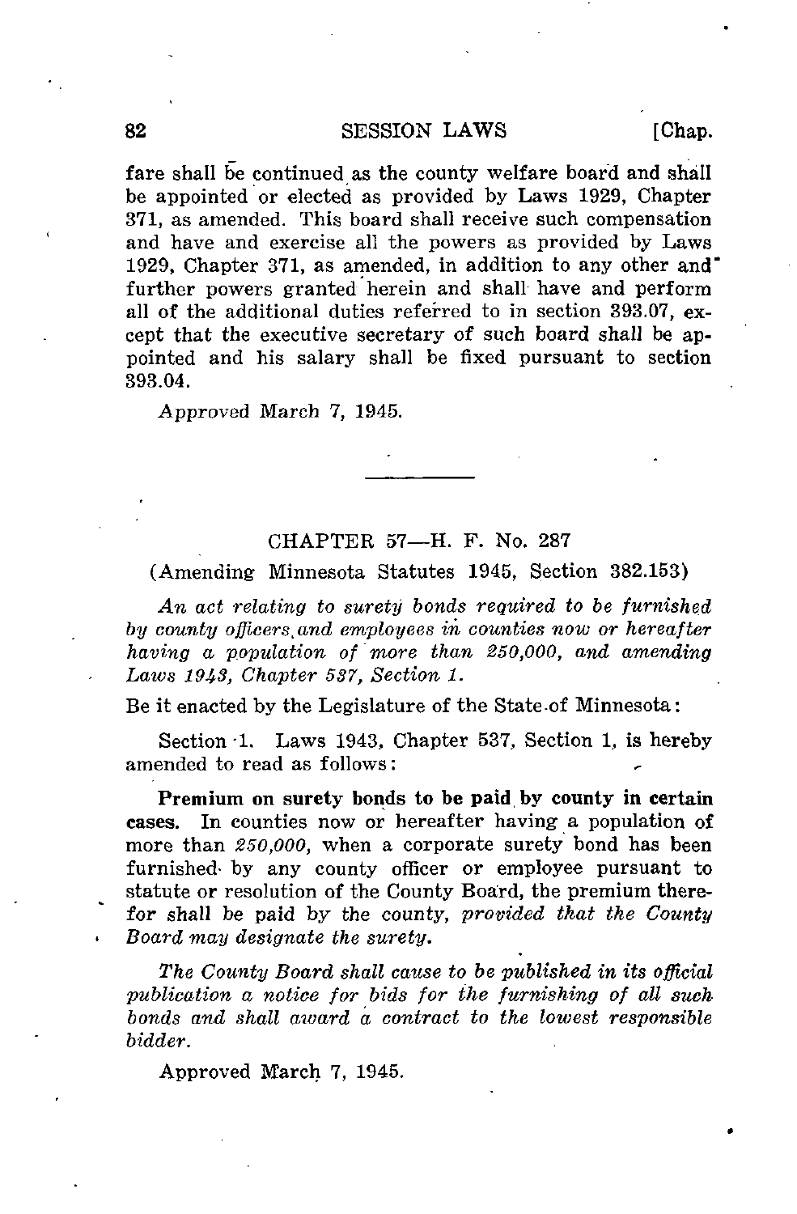fare shall be continued as the county welfare board and shall be appointed or elected as provided by Laws 1929, Chapter 371, as amended. This board shall receive such compensation and have and exercise all the powers as provided by Laws 1929, Chapter 371, as amended, in addition to any other and further powers granted herein and shall have and perform all of the additional duties referred to in section 393.07, except that the executive secretary of such board shall be appointed and his salary shall be fixed pursuant to section 393.04.

Approved March 7, 1945.

---

## CHAPTER 57—H. F. No. 287

(Amending Minnesota Statutes 1945, Section 382.153)

*An act relating to surety bonds required to be furnished by county officers and employees in counties now or hereafter having a population of more than 250,000, and amending Laws 1943, Chapter 537, Section 1.*

Be it enacted by the Legislature of the State of Minnesota:

Section 1. Laws 1943, Chapter 537, Section 1, is hereby amended to read as follows:

**Premium on surety bonds to be paid by county in certain cases.** In counties now or hereafter having a population of more than *250,000*, when a corporate surety bond has been furnished by any county officer or employee pursuant to statute or resolution of the County Board, the premium therefor shall be paid by the county, *provided that the County Board may designate the surety.*

*The County Board shall cause to be published in its official publication a notice for bids for the furnishing of all such bonds and shall award a contract to the lowest responsible bidder.*

Approved March 7, 1945.